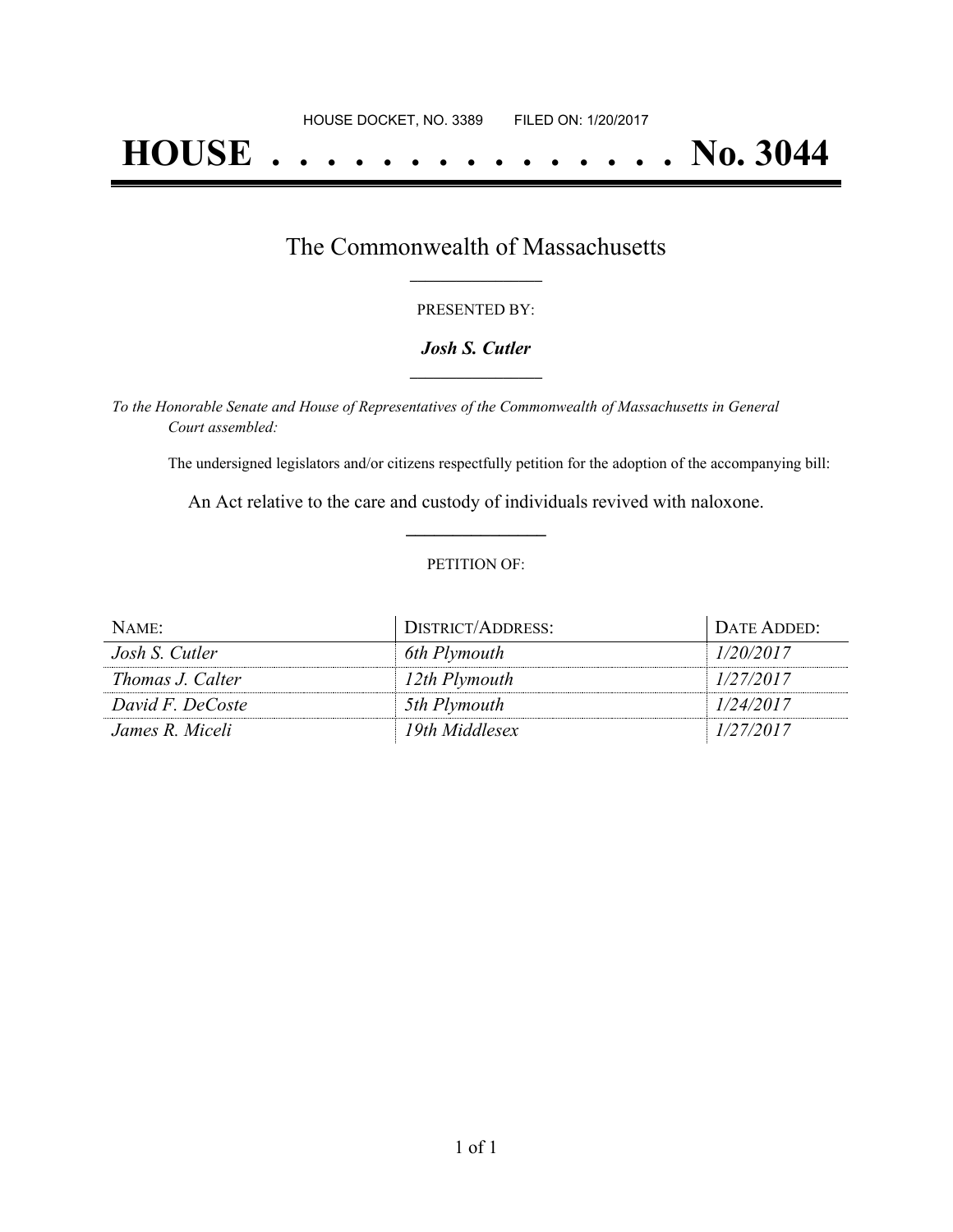HOUSE DOCKET, NO. 3389 FILED ON: 1/20/2017

# HOUSE . . . . . . . . . . . . . . . No. 3044

## The Commonwealth of Massachusetts

PRESENTED BY:

***Josh S. Cutler***

*To the Honorable Senate and House of Representatives of the Commonwealth of Massachusetts in General Court assembled:*

The undersigned legislators and/or citizens respectfully petition for the adoption of the accompanying bill:

An Act relative to the care and custody of individuals revived with naloxone.

PETITION OF:

| NAME: | DISTRICT/ADDRESS: | DATE ADDED: |
|---|---|---|
| *Josh S. Cutler* | *6th Plymouth* | *1/20/2017* |
| *Thomas J. Calter* | *12th Plymouth* | *1/27/2017* |
| *David F. DeCoste* | *5th Plymouth* | *1/24/2017* |
| *James R. Miceli* | *19th Middlesex* | *1/27/2017* |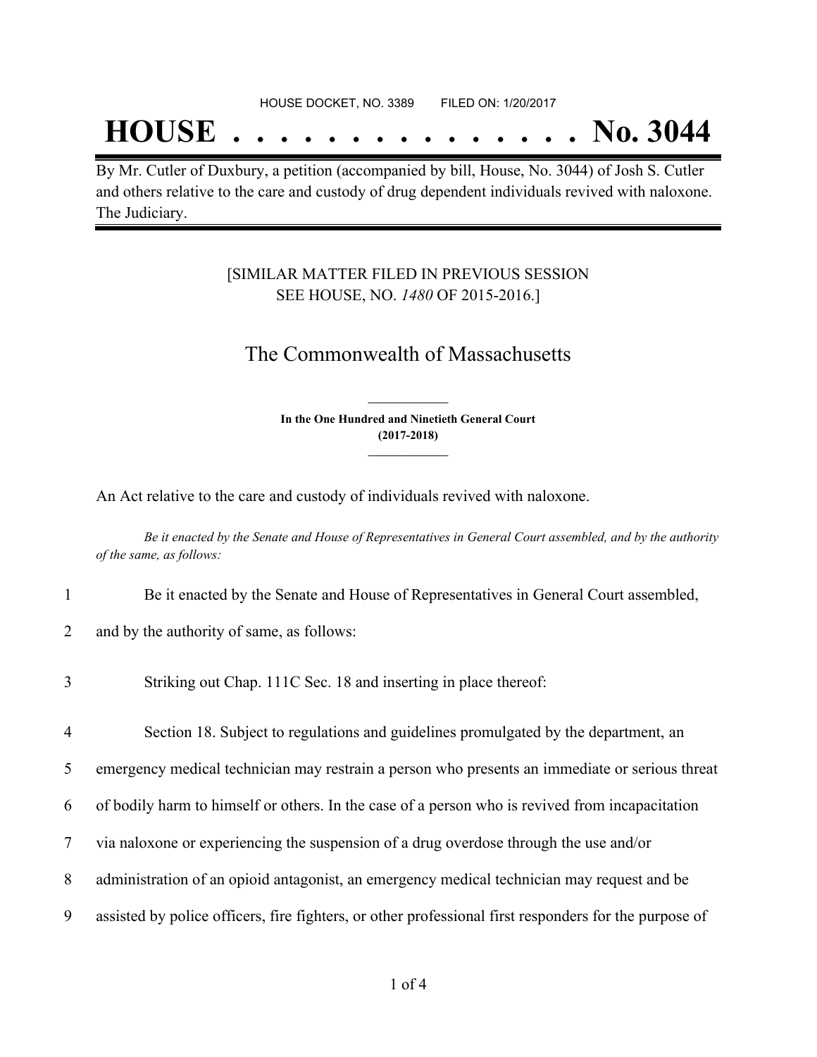HOUSE DOCKET, NO. 3389 FILED ON: 1/20/2017

# HOUSE . . . . . . . . . . . . . . . No. 3044

By Mr. Cutler of Duxbury, a petition (accompanied by bill, House, No. 3044) of Josh S. Cutler and others relative to the care and custody of drug dependent individuals revived with naloxone. The Judiciary.

[SIMILAR MATTER FILED IN PREVIOUS SESSION SEE HOUSE, NO. *1480* OF 2015-2016.]

## The Commonwealth of Massachusetts

**In the One Hundred and Ninetieth General Court (2017-2018)**

An Act relative to the care and custody of individuals revived with naloxone.

*Be it enacted by the Senate and House of Representatives in General Court assembled, and by the authority of the same, as follows:*

1 Be it enacted by the Senate and House of Representatives in General Court assembled,
2 and by the authority of same, as follows:

3 Striking out Chap. 111C Sec. 18 and inserting in place thereof:

4 Section 18. Subject to regulations and guidelines promulgated by the department, an
5 emergency medical technician may restrain a person who presents an immediate or serious threat
6 of bodily harm to himself or others. In the case of a person who is revived from incapacitation
7 via naloxone or experiencing the suspension of a drug overdose through the use and/or
8 administration of an opioid antagonist, an emergency medical technician may request and be
9 assisted by police officers, fire fighters, or other professional first responders for the purpose of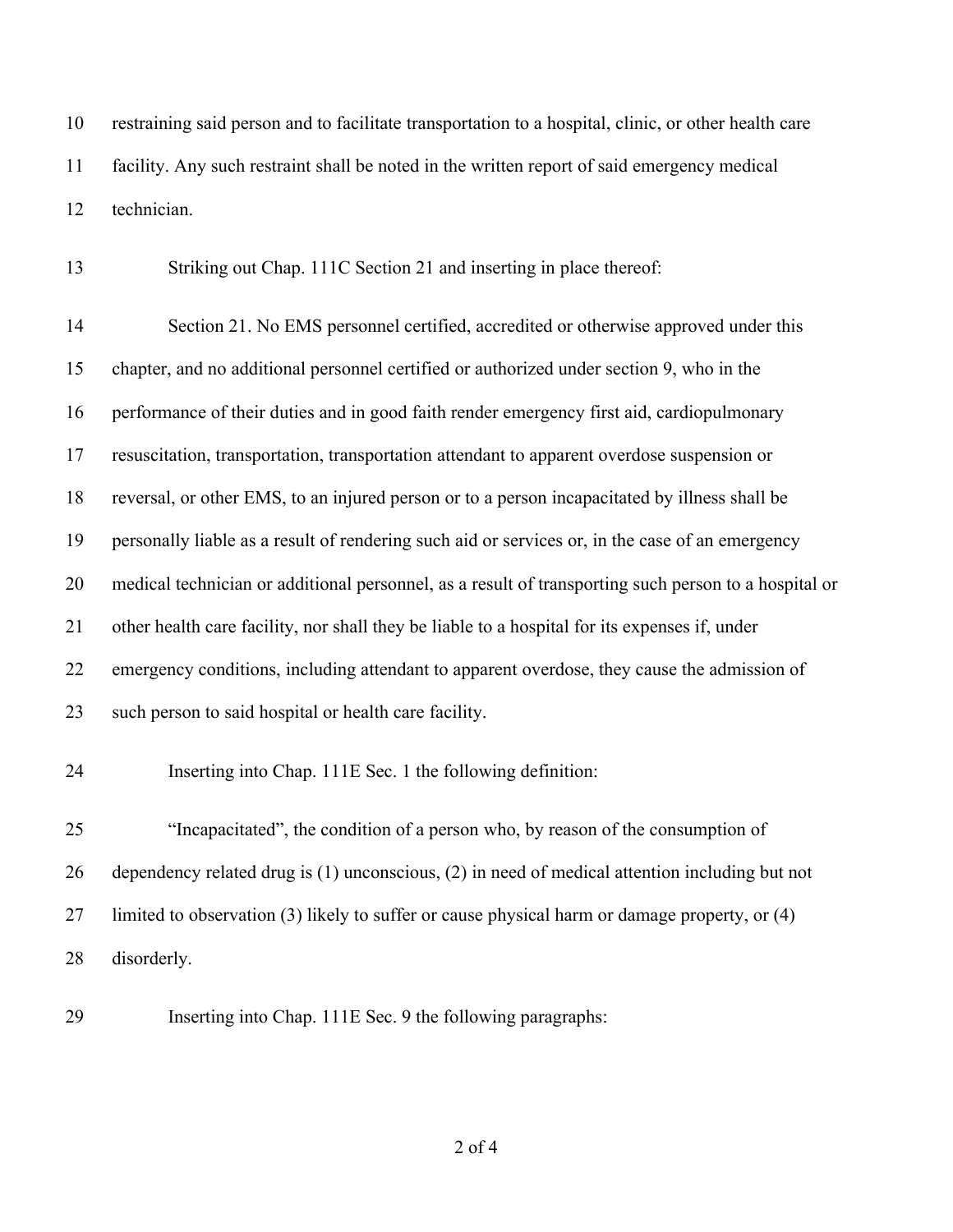restraining said person and to facilitate transportation to a hospital, clinic, or other health care facility. Any such restraint shall be noted in the written report of said emergency medical technician.

Striking out Chap. 111C Section 21 and inserting in place thereof:

Section 21. No EMS personnel certified, accredited or otherwise approved under this chapter, and no additional personnel certified or authorized under section 9, who in the performance of their duties and in good faith render emergency first aid, cardiopulmonary resuscitation, transportation, transportation attendant to apparent overdose suspension or reversal, or other EMS, to an injured person or to a person incapacitated by illness shall be personally liable as a result of rendering such aid or services or, in the case of an emergency medical technician or additional personnel, as a result of transporting such person to a hospital or other health care facility, nor shall they be liable to a hospital for its expenses if, under emergency conditions, including attendant to apparent overdose, they cause the admission of such person to said hospital or health care facility.

Inserting into Chap. 111E Sec. 1 the following definition:

"Incapacitated", the condition of a person who, by reason of the consumption of dependency related drug is (1) unconscious, (2) in need of medical attention including but not limited to observation (3) likely to suffer or cause physical harm or damage property, or (4) disorderly.

Inserting into Chap. 111E Sec. 9 the following paragraphs: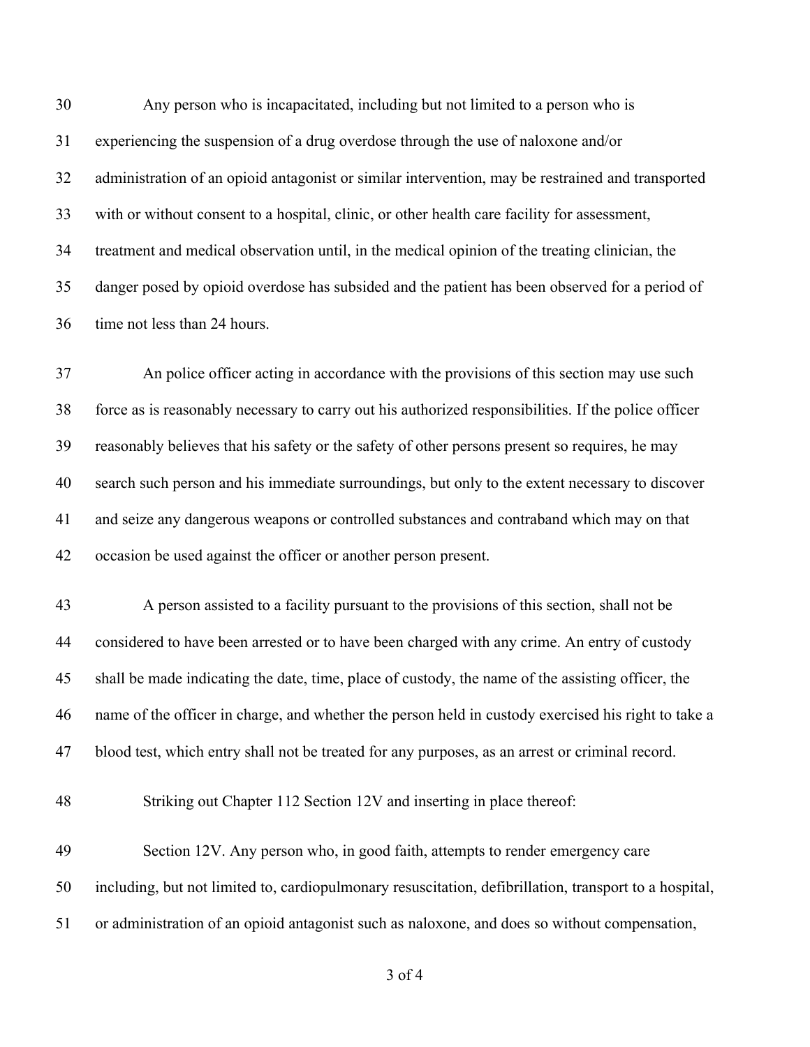Any person who is incapacitated, including but not limited to a person who is experiencing the suspension of a drug overdose through the use of naloxone and/or administration of an opioid antagonist or similar intervention, may be restrained and transported with or without consent to a hospital, clinic, or other health care facility for assessment, treatment and medical observation until, in the medical opinion of the treating clinician, the danger posed by opioid overdose has subsided and the patient has been observed for a period of time not less than 24 hours.

An police officer acting in accordance with the provisions of this section may use such force as is reasonably necessary to carry out his authorized responsibilities. If the police officer reasonably believes that his safety or the safety of other persons present so requires, he may search such person and his immediate surroundings, but only to the extent necessary to discover and seize any dangerous weapons or controlled substances and contraband which may on that occasion be used against the officer or another person present.

A person assisted to a facility pursuant to the provisions of this section, shall not be considered to have been arrested or to have been charged with any crime. An entry of custody shall be made indicating the date, time, place of custody, the name of the assisting officer, the name of the officer in charge, and whether the person held in custody exercised his right to take a blood test, which entry shall not be treated for any purposes, as an arrest or criminal record.

Striking out Chapter 112 Section 12V and inserting in place thereof:

Section 12V. Any person who, in good faith, attempts to render emergency care including, but not limited to, cardiopulmonary resuscitation, defibrillation, transport to a hospital, or administration of an opioid antagonist such as naloxone, and does so without compensation,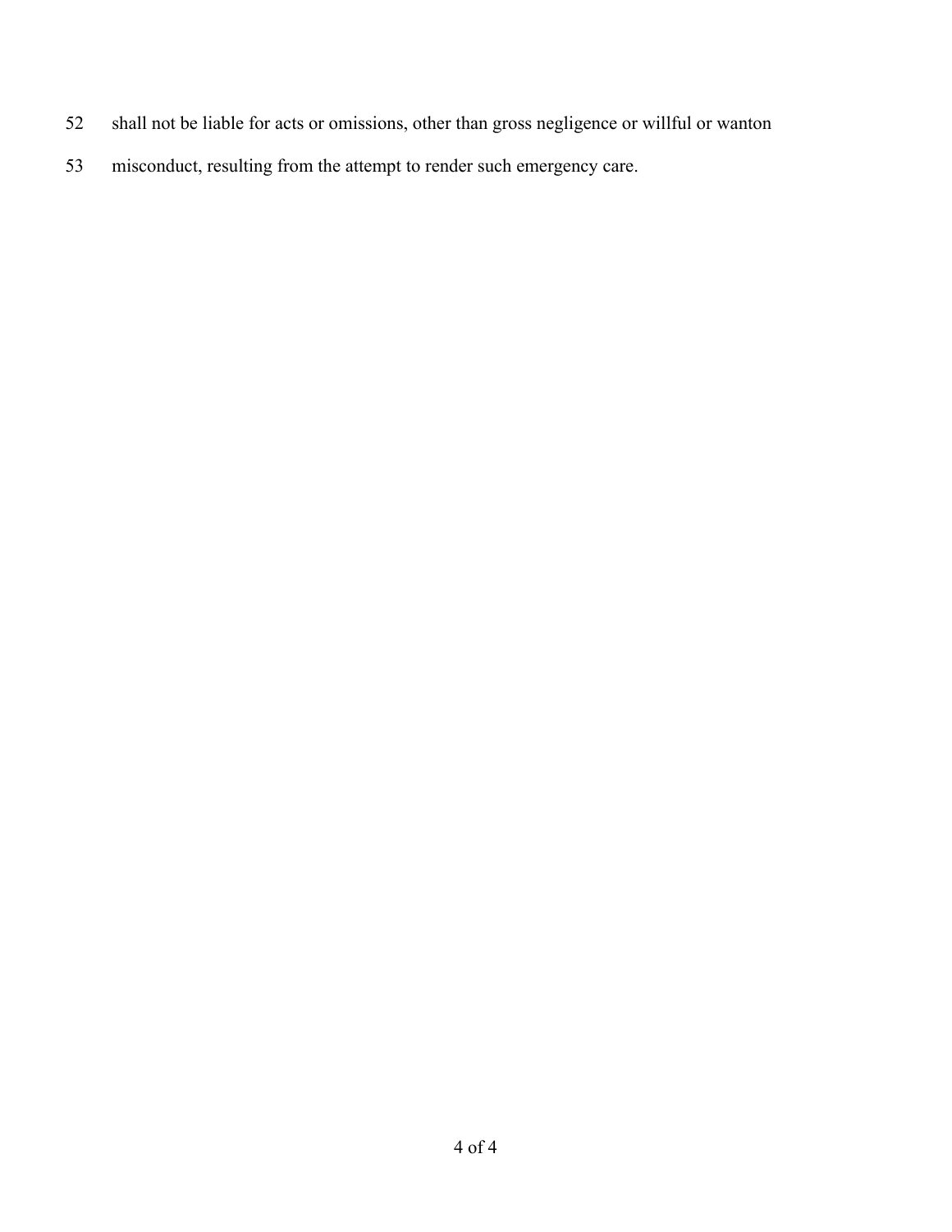52 shall not be liable for acts or omissions, other than gross negligence or willful or wanton

53 misconduct, resulting from the attempt to render such emergency care.